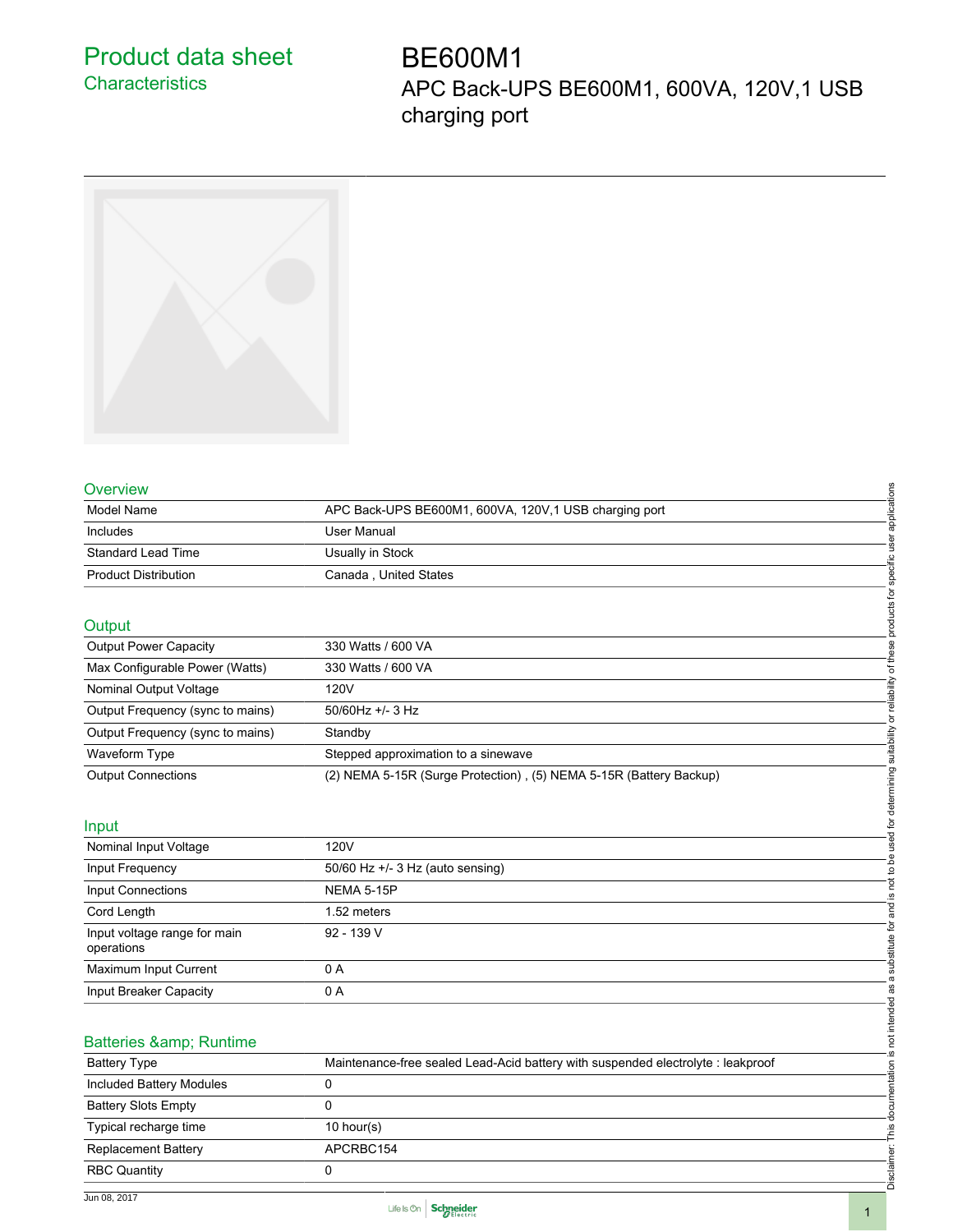# Product data sheet
## Characteristics

# BE600M1
## APC Back-UPS BE600M1, 600VA, 120V,1 USB charging port

### Overview

| | |
|---|---|
| Model Name | APC Back-UPS BE600M1, 600VA, 120V,1 USB charging port |
| Includes | User Manual |
| Standard Lead Time | Usually in Stock |
| Product Distribution | Canada , United States |

### Output

| | |
|---|---|
| Output Power Capacity | 330 Watts / 600 VA |
| Max Configurable Power (Watts) | 330 Watts / 600 VA |
| Nominal Output Voltage | 120V |
| Output Frequency (sync to mains) | 50/60Hz +/- 3 Hz |
| Output Frequency (sync to mains) | Standby |
| Waveform Type | Stepped approximation to a sinewave |
| Output Connections | (2) NEMA 5-15R (Surge Protection) , (5) NEMA 5-15R (Battery Backup) |

### Input

| | |
|---|---|
| Nominal Input Voltage | 120V |
| Input Frequency | 50/60 Hz +/- 3 Hz (auto sensing) |
| Input Connections | NEMA 5-15P |
| Cord Length | 1.52 meters |
| Input voltage range for main operations | 92 - 139 V |
| Maximum Input Current | 0 A |
| Input Breaker Capacity | 0 A |

### Batteries &amp; Runtime

| | |
|---|---|
| Battery Type | Maintenance-free sealed Lead-Acid battery with suspended electrolyte : leakproof |
| Included Battery Modules | 0 |
| Battery Slots Empty | 0 |
| Typical recharge time | 10 hour(s) |
| Replacement Battery | APCRBC154 |
| RBC Quantity | 0 |

Disclaimer: This documentation is not intended as a substitute for and is not to be used for determining suitability or reliability of these products for specific user applications

Jun 08, 2017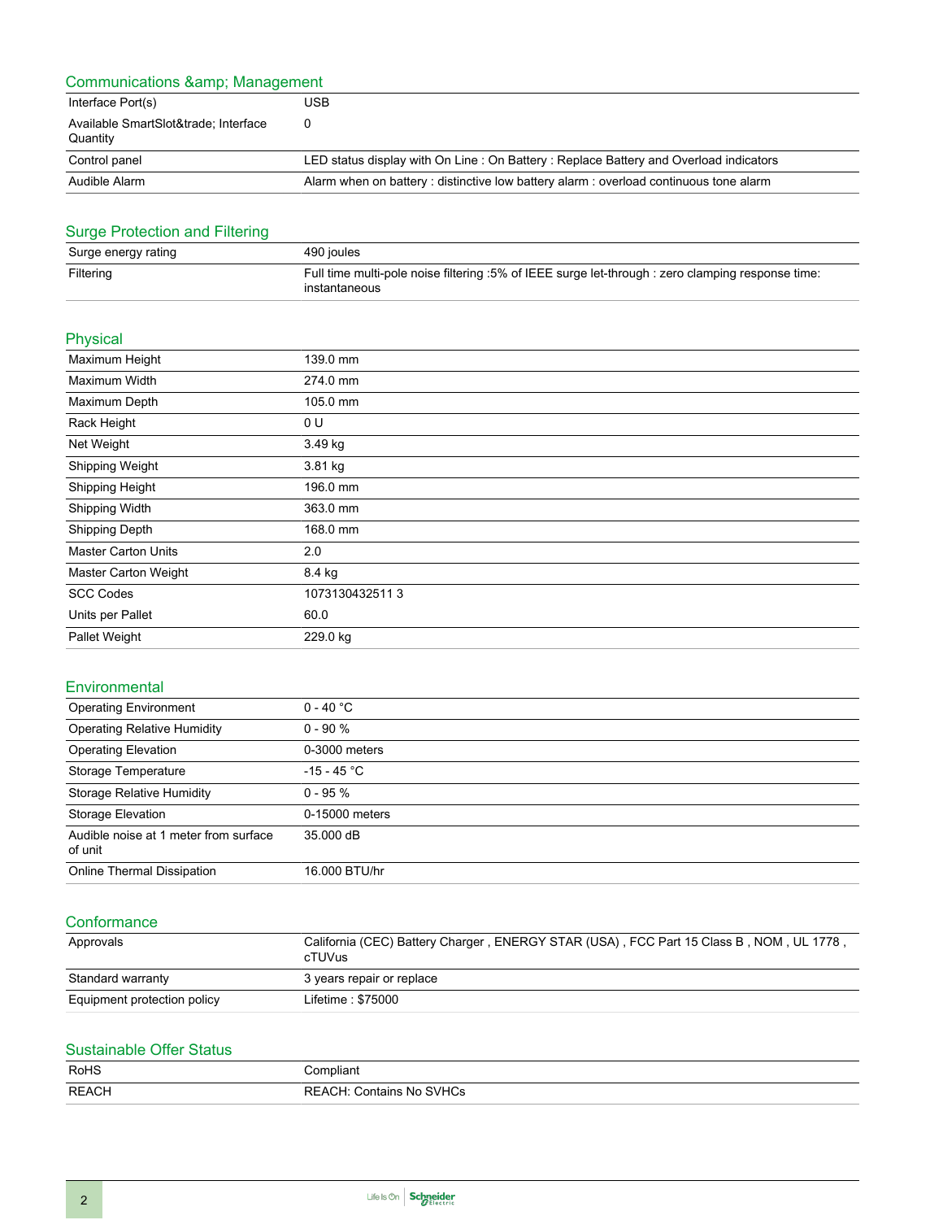## Communications &amp; Management

| | |
|---|---|
| Interface Port(s) | USB |
| Available SmartSlot&trade; Interface Quantity | 0 |
| Control panel | LED status display with On Line : On Battery : Replace Battery and Overload indicators |
| Audible Alarm | Alarm when on battery : distinctive low battery alarm : overload continuous tone alarm |

## Surge Protection and Filtering

| | |
|---|---|
| Surge energy rating | 490 joules |
| Filtering | Full time multi-pole noise filtering :5% of IEEE surge let-through : zero clamping response time: instantaneous |

## Physical

| | |
|---|---|
| Maximum Height | 139.0 mm |
| Maximum Width | 274.0 mm |
| Maximum Depth | 105.0 mm |
| Rack Height | 0 U |
| Net Weight | 3.49 kg |
| Shipping Weight | 3.81 kg |
| Shipping Height | 196.0 mm |
| Shipping Width | 363.0 mm |
| Shipping Depth | 168.0 mm |
| Master Carton Units | 2.0 |
| Master Carton Weight | 8.4 kg |
| SCC Codes | 1073130432511 3 |
| Units per Pallet | 60.0 |
| Pallet Weight | 229.0 kg |

## Environmental

| | |
|---|---|
| Operating Environment | 0 - 40 °C |
| Operating Relative Humidity | 0 - 90 % |
| Operating Elevation | 0-3000 meters |
| Storage Temperature | -15 - 45 °C |
| Storage Relative Humidity | 0 - 95 % |
| Storage Elevation | 0-15000 meters |
| Audible noise at 1 meter from surface of unit | 35.000 dB |
| Online Thermal Dissipation | 16.000 BTU/hr |

## Conformance

| | |
|---|---|
| Approvals | California (CEC) Battery Charger , ENERGY STAR (USA) , FCC Part 15 Class B , NOM , UL 1778 , cTUVus |
| Standard warranty | 3 years repair or replace |
| Equipment protection policy | Lifetime : $75000 |

## Sustainable Offer Status

| | |
|---|---|
| RoHS | Compliant |
| REACH | REACH: Contains No SVHCs |